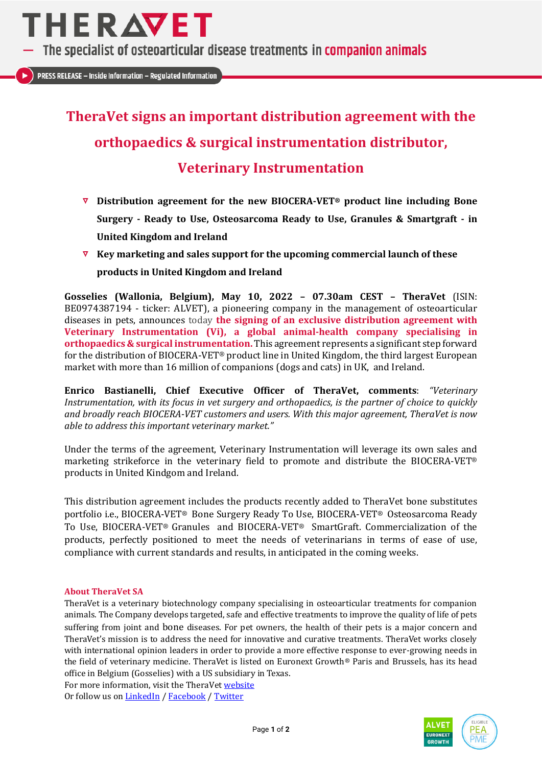# THERAVET

— The specialist of osteoarticular disease treatments in companion animals

PRESS RELEASE – Inside Information – Regulated Information

## TheraVet signs an important distribution agreement with the orthopaedics & surgical instrumentation distributor, Veterinary Instrumentation

- **Distribution agreement for the new BIOCERA-VET® product line including Bone Surgery - Ready to Use, Osteosarcoma Ready to Use, Granules & Smartgraft - in United Kingdom and Ireland**
- **Key marketing and sales support for the upcoming commercial launch of these products in United Kingdom and Ireland**

**Gosselies (Wallonia, Belgium), May 10, 2022 – 07.30am CEST – TheraVet** (ISIN: BE0974387194 - ticker: ALVET), a pioneering company in the management of osteoarticular diseases in pets, announces today **the signing of an exclusive distribution agreement with Veterinary Instrumentation (Vi), a global animal-health company specialising in orthopaedics & surgical instrumentation.** This agreement represents a significant step forward for the distribution of BIOCERA-VET® product line in United Kingdom, the third largest European market with more than 16 million of companions (dogs and cats) in UK, and Ireland.

**Enrico Bastianelli, Chief Executive Officer of TheraVet, comments**: *"Veterinary Instrumentation, with its focus in vet surgery and orthopaedics, is the partner of choice to quickly and broadly reach BIOCERA-VET customers and users. With this major agreement, TheraVet is now able to address this important veterinary market."*

Under the terms of the agreement, Veterinary Instrumentation will leverage its own sales and marketing strikeforce in the veterinary field to promote and distribute the BIOCERA-VET® products in United Kindgom and Ireland.

This distribution agreement includes the products recently added to TheraVet bone substitutes portfolio i.e., BIOCERA-VET® Bone Surgery Ready To Use, BIOCERA-VET® Osteosarcoma Ready To Use, BIOCERA-VET® Granules and BIOCERA-VET® SmartGraft. Commercialization of the products, perfectly positioned to meet the needs of veterinarians in terms of ease of use, compliance with current standards and results, in anticipated in the coming weeks.

### About TheraVet SA

TheraVet is a veterinary biotechnology company specialising in osteoarticular treatments for companion animals. The Company develops targeted, safe and effective treatments to improve the quality of life of pets suffering from joint and bone diseases. For pet owners, the health of their pets is a major concern and TheraVet's mission is to address the need for innovative and curative treatments. TheraVet works closely with international opinion leaders in order to provide a more effective response to ever-growing needs in the field of veterinary medicine. TheraVet is listed on Euronext Growth® Paris and Brussels, has its head office in Belgium (Gosselies) with a US subsidiary in Texas.

For more information, visit the TheraVet website

Or follow us on LinkedIn / Facebook / Twitter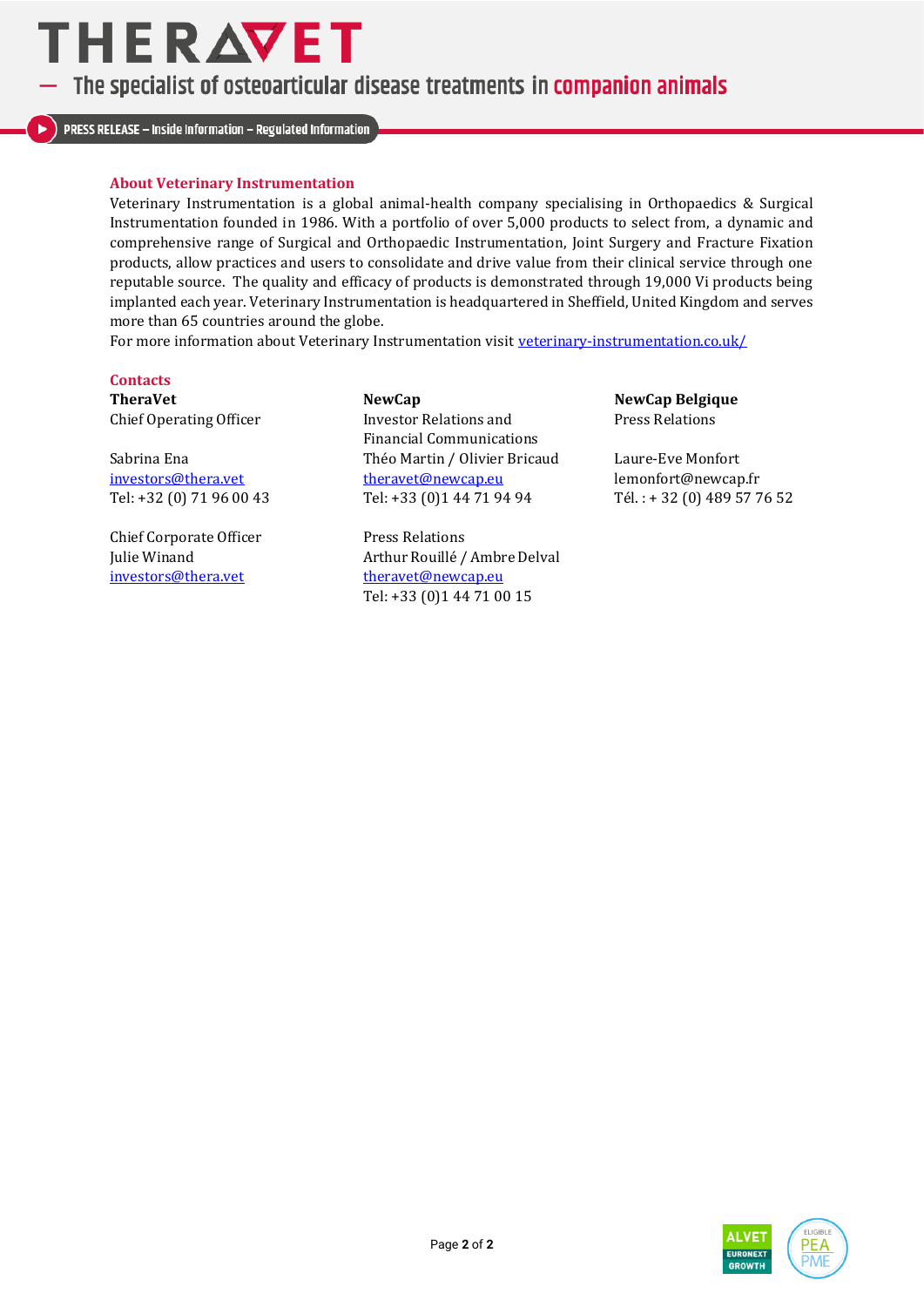## About Veterinary Instrumentation

Veterinary Instrumentation is a global animal-health company specialising in Orthopaedics & Surgical Instrumentation founded in 1986. With a portfolio of over 5,000 products to select from, a dynamic and comprehensive range of Surgical and Orthopaedic Instrumentation, Joint Surgery and Fracture Fixation products, allow practices and users to consolidate and drive value from their clinical service through one reputable source. The quality and efficacy of products is demonstrated through 19,000 Vi products being implanted each year. Veterinary Instrumentation is headquartered in Sheffield, United Kingdom and serves more than 65 countries around the globe.

For more information about Veterinary Instrumentation visit veterinary-instrumentation.co.uk/

## Contacts

**TheraVet**

Chief Operating Officer

Sabrina Ena
investors@thera.vet
Tel: +32 (0) 71 96 00 43

Chief Corporate Officer
Julie Winand
investors@thera.vet

**NewCap**

Investor Relations and Financial Communications

Théo Martin / Olivier Bricaud
theravet@newcap.eu
Tel: +33 (0)1 44 71 94 94

Press Relations
Arthur Rouillé / Ambre Delval
theravet@newcap.eu
Tel: +33 (0)1 44 71 00 15

**NewCap Belgique**

Press Relations

Laure-Eve Monfort
lemonfort@newcap.fr
Tél. : + 32 (0) 489 57 76 52